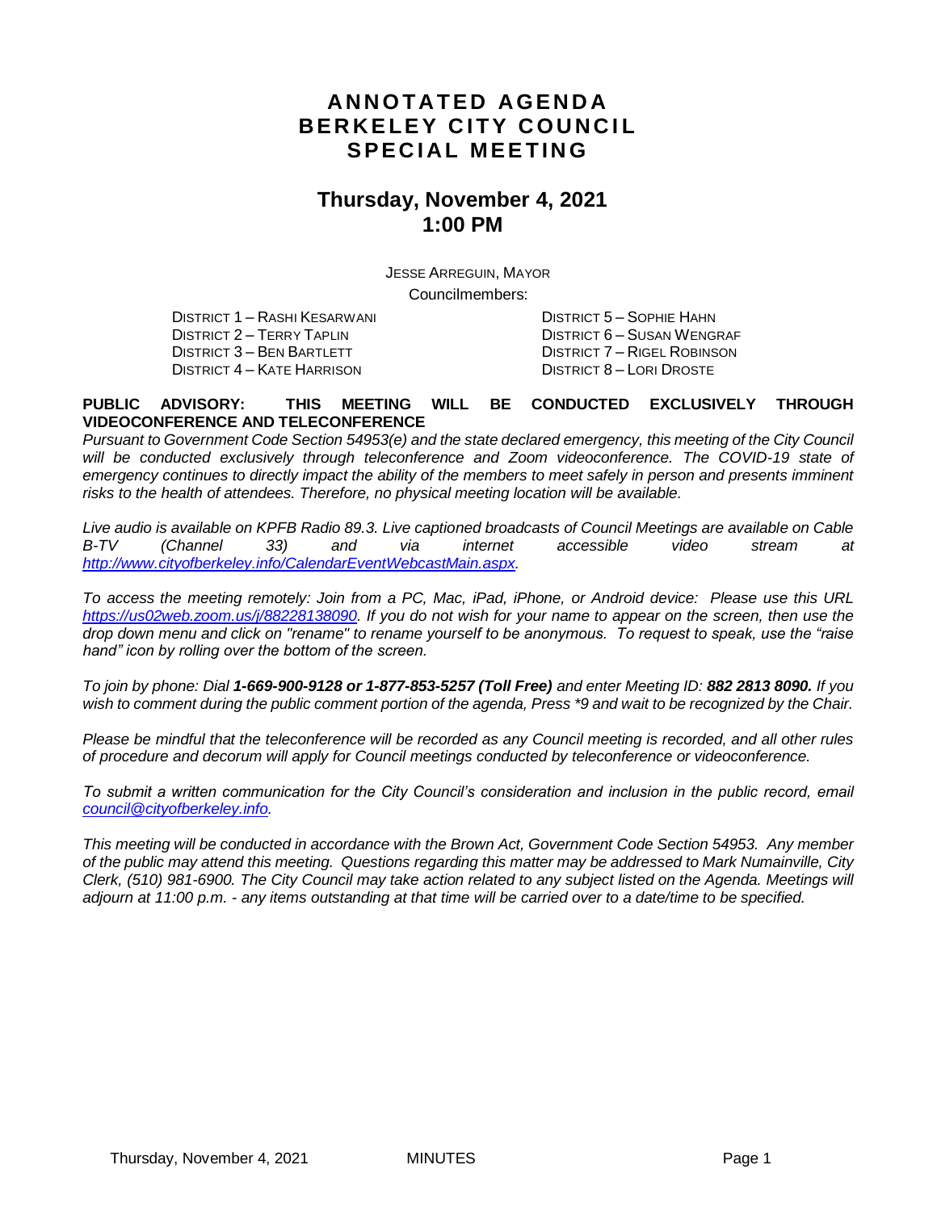# ANNOTATED AGENDA
# BERKELEY CITY COUNCIL
# SPECIAL MEETING

## Thursday, November 4, 2021
## 1:00 PM

JESSE ARREGUIN, MAYOR

Councilmembers:

DISTRICT 1 – RASHI KESARWANI
DISTRICT 2 – TERRY TAPLIN
DISTRICT 3 – BEN BARTLETT
DISTRICT 4 – KATE HARRISON
DISTRICT 5 – SOPHIE HAHN
DISTRICT 6 – SUSAN WENGRAF
DISTRICT 7 – RIGEL ROBINSON
DISTRICT 8 – LORI DROSTE

**PUBLIC ADVISORY: THIS MEETING WILL BE CONDUCTED EXCLUSIVELY THROUGH VIDEOCONFERENCE AND TELECONFERENCE**

*Pursuant to Government Code Section 54953(e) and the state declared emergency, this meeting of the City Council will be conducted exclusively through teleconference and Zoom videoconference. The COVID-19 state of emergency continues to directly impact the ability of the members to meet safely in person and presents imminent risks to the health of attendees. Therefore, no physical meeting location will be available.*

*Live audio is available on KPFB Radio 89.3. Live captioned broadcasts of Council Meetings are available on Cable B-TV (Channel 33) and via internet accessible video stream at [http://www.cityofberkeley.info/CalendarEventWebcastMain.aspx](http://www.cityofberkeley.info/CalendarEventWebcastMain.aspx).*

*To access the meeting remotely: Join from a PC, Mac, iPad, iPhone, or Android device: Please use this URL [https://us02web.zoom.us/j/88228138090](https://us02web.zoom.us/j/88228138090). If you do not wish for your name to appear on the screen, then use the drop down menu and click on "rename" to rename yourself to be anonymous. To request to speak, use the "raise hand" icon by rolling over the bottom of the screen.*

*To join by phone: Dial **1-669-900-9128 or 1-877-853-5257 (Toll Free)** and enter Meeting ID: **882 2813 8090.** If you wish to comment during the public comment portion of the agenda, Press \*9 and wait to be recognized by the Chair.*

*Please be mindful that the teleconference will be recorded as any Council meeting is recorded, and all other rules of procedure and decorum will apply for Council meetings conducted by teleconference or videoconference.*

*To submit a written communication for the City Council's consideration and inclusion in the public record, email [council@cityofberkeley.info](mailto:council@cityofberkeley.info).*

*This meeting will be conducted in accordance with the Brown Act, Government Code Section 54953. Any member of the public may attend this meeting. Questions regarding this matter may be addressed to Mark Numainville, City Clerk, (510) 981-6900. The City Council may take action related to any subject listed on the Agenda. Meetings will adjourn at 11:00 p.m. - any items outstanding at that time will be carried over to a date/time to be specified.*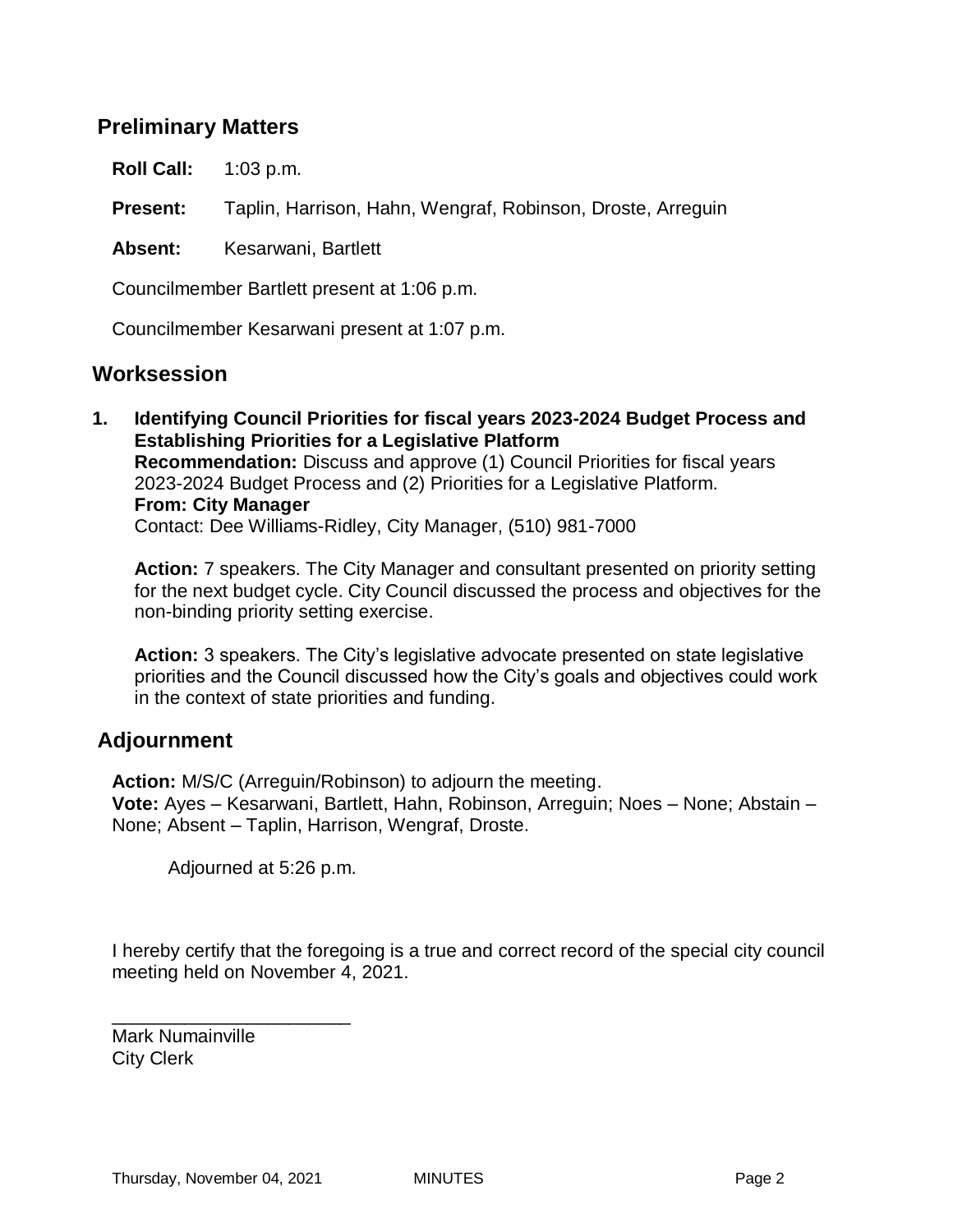## Preliminary Matters

**Roll Call:** 1:03 p.m.

**Present:** Taplin, Harrison, Hahn, Wengraf, Robinson, Droste, Arreguin

**Absent:** Kesarwani, Bartlett

Councilmember Bartlett present at 1:06 p.m.

Councilmember Kesarwani present at 1:07 p.m.

## Worksession

**1. Identifying Council Priorities for fiscal years 2023-2024 Budget Process and Establishing Priorities for a Legislative Platform**
**Recommendation:** Discuss and approve (1) Council Priorities for fiscal years 2023-2024 Budget Process and (2) Priorities for a Legislative Platform.
**From: City Manager**
Contact: Dee Williams-Ridley, City Manager, (510) 981-7000

**Action:** 7 speakers. The City Manager and consultant presented on priority setting for the next budget cycle. City Council discussed the process and objectives for the non-binding priority setting exercise.

**Action:** 3 speakers. The City's legislative advocate presented on state legislative priorities and the Council discussed how the City's goals and objectives could work in the context of state priorities and funding.

## Adjournment

**Action:** M/S/C (Arreguin/Robinson) to adjourn the meeting.
**Vote:** Ayes – Kesarwani, Bartlett, Hahn, Robinson, Arreguin; Noes – None; Abstain – None; Absent – Taplin, Harrison, Wengraf, Droste.

Adjourned at 5:26 p.m.

I hereby certify that the foregoing is a true and correct record of the special city council meeting held on November 4, 2021.

_______________________
Mark Numainville
City Clerk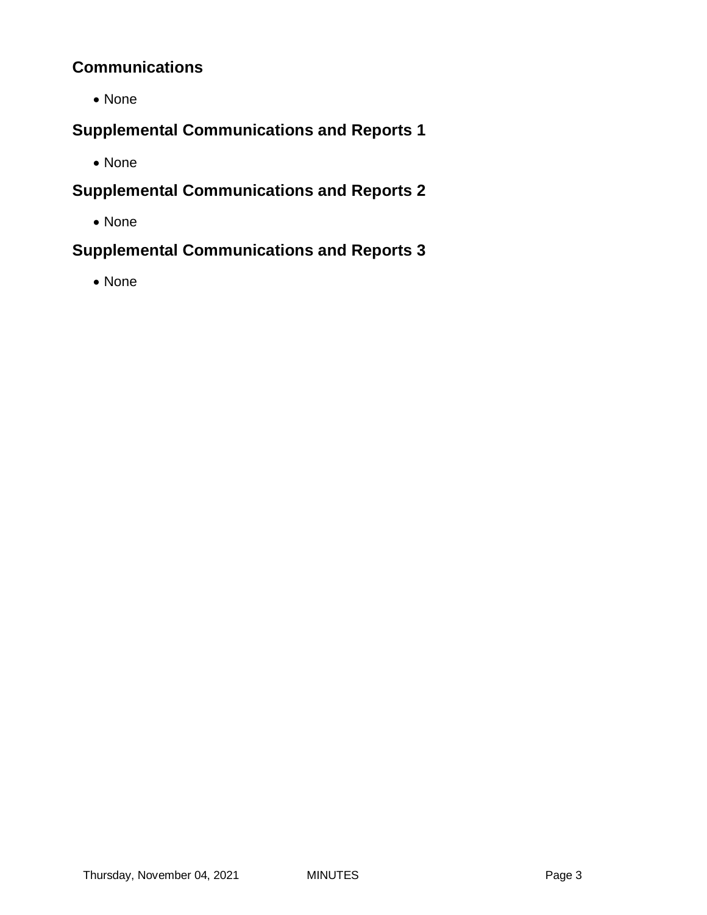## Communications

- None

## Supplemental Communications and Reports 1

- None

## Supplemental Communications and Reports 2

- None

## Supplemental Communications and Reports 3

- None